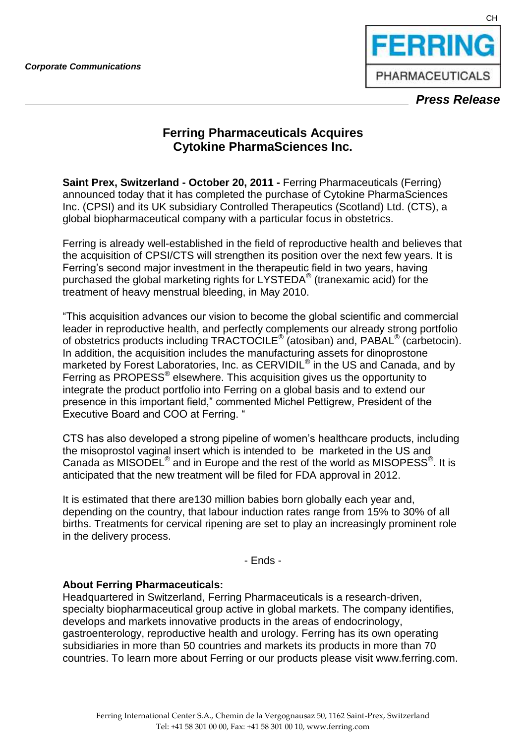*Corporate Communications*

CH

**FERRING**
PHARMACEUTICALS

***Press Release***

# Ferring Pharmaceuticals Acquires Cytokine PharmaSciences Inc.

**Saint Prex, Switzerland - October 20, 2011 -** Ferring Pharmaceuticals (Ferring) announced today that it has completed the purchase of Cytokine PharmaSciences Inc. (CPSI) and its UK subsidiary Controlled Therapeutics (Scotland) Ltd. (CTS), a global biopharmaceutical company with a particular focus in obstetrics.

Ferring is already well-established in the field of reproductive health and believes that the acquisition of CPSI/CTS will strengthen its position over the next few years. It is Ferring's second major investment in the therapeutic field in two years, having purchased the global marketing rights for LYSTEDA® (tranexamic acid) for the treatment of heavy menstrual bleeding, in May 2010.

"This acquisition advances our vision to become the global scientific and commercial leader in reproductive health, and perfectly complements our already strong portfolio of obstetrics products including TRACTOCILE® (atosiban) and, PABAL® (carbetocin). In addition, the acquisition includes the manufacturing assets for dinoprostone marketed by Forest Laboratories, Inc. as CERVIDIL® in the US and Canada, and by Ferring as PROPESS® elsewhere. This acquisition gives us the opportunity to integrate the product portfolio into Ferring on a global basis and to extend our presence in this important field," commented Michel Pettigrew, President of the Executive Board and COO at Ferring. "

CTS has also developed a strong pipeline of women's healthcare products, including the misoprostol vaginal insert which is intended to be marketed in the US and Canada as MISODEL® and in Europe and the rest of the world as MISOPESS®. It is anticipated that the new treatment will be filed for FDA approval in 2012.

It is estimated that there are130 million babies born globally each year and, depending on the country, that labour induction rates range from 15% to 30% of all births. Treatments for cervical ripening are set to play an increasingly prominent role in the delivery process.

- Ends -

**About Ferring Pharmaceuticals:**
Headquartered in Switzerland, Ferring Pharmaceuticals is a research-driven, specialty biopharmaceutical group active in global markets. The company identifies, develops and markets innovative products in the areas of endocrinology, gastroenterology, reproductive health and urology. Ferring has its own operating subsidiaries in more than 50 countries and markets its products in more than 70 countries. To learn more about Ferring or our products please visit www.ferring.com.

Ferring International Center S.A., Chemin de la Vergognausaz 50, 1162 Saint-Prex, Switzerland
Tel: +41 58 301 00 00, Fax: +41 58 301 00 10, www.ferring.com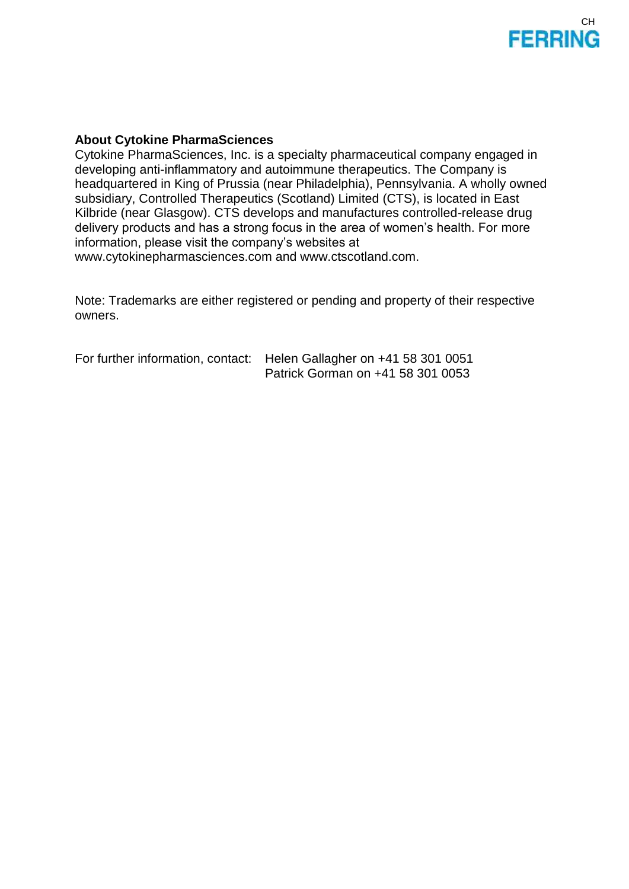**About Cytokine PharmaSciences**

Cytokine PharmaSciences, Inc. is a specialty pharmaceutical company engaged in developing anti-inflammatory and autoimmune therapeutics. The Company is headquartered in King of Prussia (near Philadelphia), Pennsylvania. A wholly owned subsidiary, Controlled Therapeutics (Scotland) Limited (CTS), is located in East Kilbride (near Glasgow). CTS develops and manufactures controlled-release drug delivery products and has a strong focus in the area of women's health. For more information, please visit the company's websites at www.cytokinepharmasciences.com and www.ctscotland.com.

Note: Trademarks are either registered or pending and property of their respective owners.

For further information, contact: Helen Gallagher on +41 58 301 0051
Patrick Gorman on +41 58 301 0053